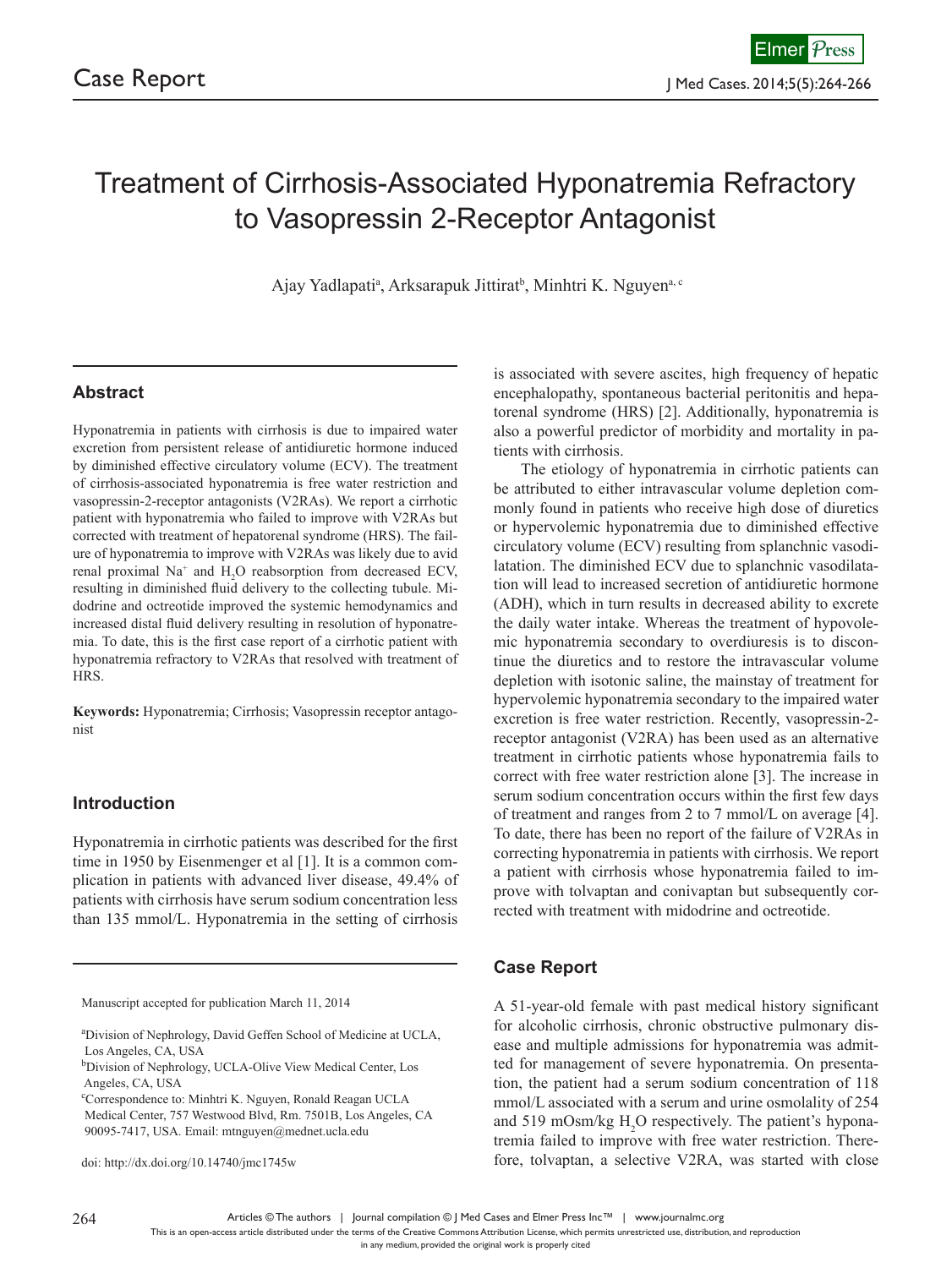Case Report

# Treatment of Cirrhosis-Associated Hyponatremia Refractory to Vasopressin 2-Receptor Antagonist

Ajay Yadlapati[a], Arksarapuk Jittirat[b], Minhtri K. Nguyen[a, c]

## Abstract

Hyponatremia in patients with cirrhosis is due to impaired water excretion from persistent release of antidiuretic hormone induced by diminished effective circulatory volume (ECV). The treatment of cirrhosis-associated hyponatremia is free water restriction and vasopressin-2-receptor antagonists (V2RAs). We report a cirrhotic patient with hyponatremia who failed to improve with V2RAs but corrected with treatment of hepatorenal syndrome (HRS). The failure of hyponatremia to improve with V2RAs was likely due to avid renal proximal $Na^+$ and $H_2O$ reabsorption from decreased ECV, resulting in diminished fluid delivery to the collecting tubule. Midodrine and octreotide improved the systemic hemodynamics and increased distal fluid delivery resulting in resolution of hyponatremia. To date, this is the first case report of a cirrhotic patient with hyponatremia refractory to V2RAs that resolved with treatment of HRS.

**Keywords:** Hyponatremia; Cirrhosis; Vasopressin receptor antagonist

## Introduction

Hyponatremia in cirrhotic patients was described for the first time in 1950 by Eisenmenger et al [1]. It is a common complication in patients with advanced liver disease, 49.4% of patients with cirrhosis have serum sodium concentration less than 135 mmol/L. Hyponatremia in the setting of cirrhosis is associated with severe ascites, high frequency of hepatic encephalopathy, spontaneous bacterial peritonitis and hepatorenal syndrome (HRS) [2]. Additionally, hyponatremia is also a powerful predictor of morbidity and mortality in patients with cirrhosis.

The etiology of hyponatremia in cirrhotic patients can be attributed to either intravascular volume depletion commonly found in patients who receive high dose of diuretics or hypervolemic hyponatremia due to diminished effective circulatory volume (ECV) resulting from splanchnic vasodilatation. The diminished ECV due to splanchnic vasodilatation will lead to increased secretion of antidiuretic hormone (ADH), which in turn results in decreased ability to excrete the daily water intake. Whereas the treatment of hypovolemic hyponatremia secondary to overdiuresis is to discontinue the diuretics and to restore the intravascular volume depletion with isotonic saline, the mainstay of treatment for hypervolemic hyponatremia secondary to the impaired water excretion is free water restriction. Recently, vasopressin-2-receptor antagonist (V2RA) has been used as an alternative treatment in cirrhotic patients whose hyponatremia fails to correct with free water restriction alone [3]. The increase in serum sodium concentration occurs within the first few days of treatment and ranges from 2 to 7 mmol/L on average [4]. To date, there has been no report of the failure of V2RAs in correcting hyponatremia in patients with cirrhosis. We report a patient with cirrhosis whose hyponatremia failed to improve with tolvaptan and conivaptan but subsequently corrected with treatment with midodrine and octreotide.

## Case Report

A 51-year-old female with past medical history significant for alcoholic cirrhosis, chronic obstructive pulmonary disease and multiple admissions for hyponatremia was admitted for management of severe hyponatremia. On presentation, the patient had a serum sodium concentration of 118 mmol/L associated with a serum and urine osmolality of 254 and 519 mOsm/kg $H_2O$ respectively. The patient's hyponatremia failed to improve with free water restriction. Therefore, tolvaptan, a selective V2RA, was started with close

Manuscript accepted for publication March 11, 2014

[a]Division of Nephrology, David Geffen School of Medicine at UCLA, Los Angeles, CA, USA
[b]Division of Nephrology, UCLA-Olive View Medical Center, Los Angeles, CA, USA
[c]Correspondence to: Minhtri K. Nguyen, Ronald Reagan UCLA Medical Center, 757 Westwood Blvd, Rm. 7501B, Los Angeles, CA 90095-7417, USA. Email: mtnguyen@mednet.ucla.edu

doi: http://dx.doi.org/10.14740/jmc1745w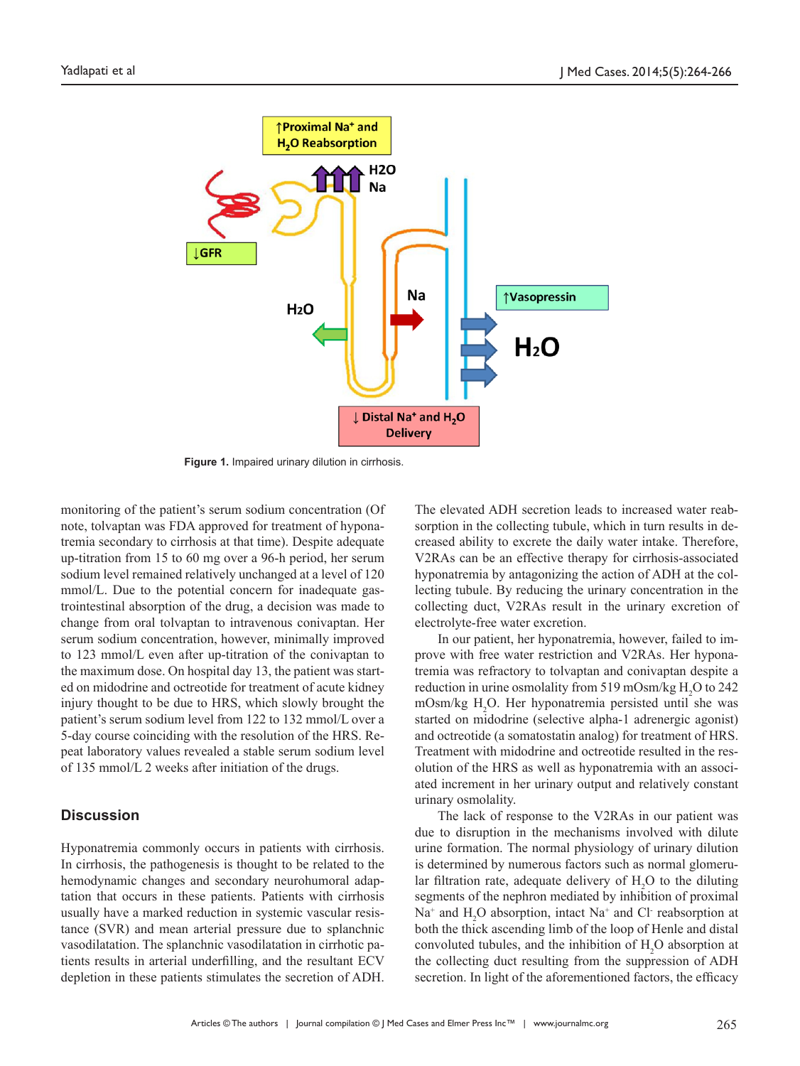Figure 1. Impaired urinary dilution in cirrhosis.

monitoring of the patient's serum sodium concentration (Of note, tolvaptan was FDA approved for treatment of hyponatremia secondary to cirrhosis at that time). Despite adequate up-titration from 15 to 60 mg over a 96-h period, her serum sodium level remained relatively unchanged at a level of 120 mmol/L. Due to the potential concern for inadequate gastrointestinal absorption of the drug, a decision was made to change from oral tolvaptan to intravenous conivaptan. Her serum sodium concentration, however, minimally improved to 123 mmol/L even after up-titration of the conivaptan to the maximum dose. On hospital day 13, the patient was started on midodrine and octreotide for treatment of acute kidney injury thought to be due to HRS, which slowly brought the patient's serum sodium level from 122 to 132 mmol/L over a 5-day course coinciding with the resolution of the HRS. Repeat laboratory values revealed a stable serum sodium level of 135 mmol/L 2 weeks after initiation of the drugs.

## Discussion

Hyponatremia commonly occurs in patients with cirrhosis. In cirrhosis, the pathogenesis is thought to be related to the hemodynamic changes and secondary neurohumoral adaptation that occurs in these patients. Patients with cirrhosis usually have a marked reduction in systemic vascular resistance (SVR) and mean arterial pressure due to splanchnic vasodilatation. The splanchnic vasodilatation in cirrhotic patients results in arterial underfilling, and the resultant ECV depletion in these patients stimulates the secretion of ADH. The elevated ADH secretion leads to increased water reabsorption in the collecting tubule, which in turn results in decreased ability to excrete the daily water intake. Therefore, V2RAs can be an effective therapy for cirrhosis-associated hyponatremia by antagonizing the action of ADH at the collecting tubule. By reducing the urinary concentration in the collecting duct, V2RAs result in the urinary excretion of electrolyte-free water excretion.

In our patient, her hyponatremia, however, failed to improve with free water restriction and V2RAs. Her hyponatremia was refractory to tolvaptan and conivaptan despite a reduction in urine osmolality from 519 mOsm/kg $H_2O$ to 242 mOsm/kg $H_2O$. Her hyponatremia persisted until she was started on midodrine (selective alpha-1 adrenergic agonist) and octreotide (a somatostatin analog) for treatment of HRS. Treatment with midodrine and octreotide resulted in the resolution of the HRS as well as hyponatremia with an associated increment in her urinary output and relatively constant urinary osmolality.

The lack of response to the V2RAs in our patient was due to disruption in the mechanisms involved with dilute urine formation. The normal physiology of urinary dilution is determined by numerous factors such as normal glomerular filtration rate, adequate delivery of $H_2O$ to the diluting segments of the nephron mediated by inhibition of proximal $Na^+$ and $H_2O$ absorption, intact $Na^+$ and $Cl^-$ reabsorption at both the thick ascending limb of the loop of Henle and distal convoluted tubules, and the inhibition of $H_2O$ absorption at the collecting duct resulting from the suppression of ADH secretion. In light of the aforementioned factors, the efficacy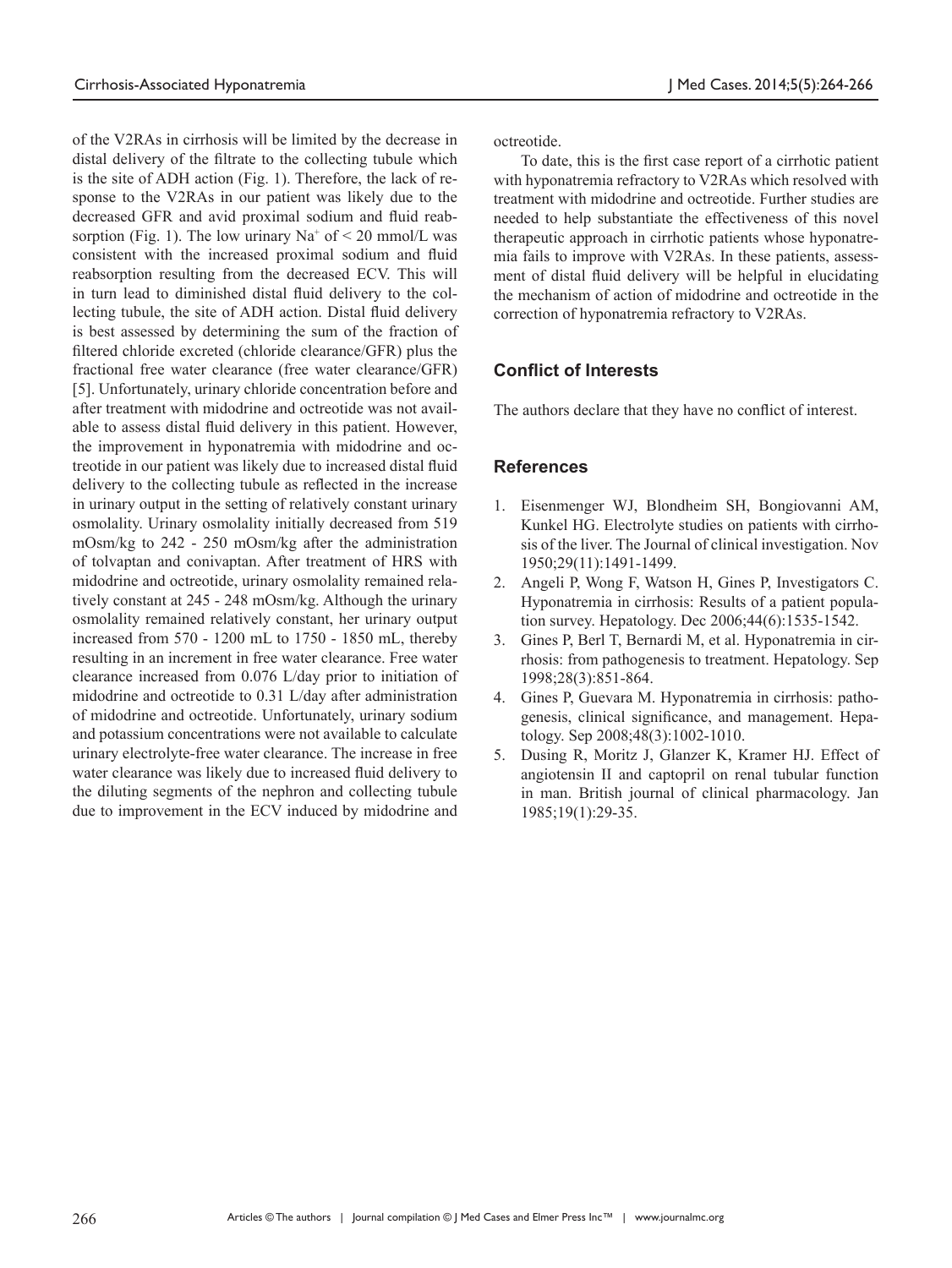of the V2RAs in cirrhosis will be limited by the decrease in distal delivery of the filtrate to the collecting tubule which is the site of ADH action (Fig. 1). Therefore, the lack of response to the V2RAs in our patient was likely due to the decreased GFR and avid proximal sodium and fluid reabsorption (Fig. 1). The low urinary $Na^+$ of < 20 mmol/L was consistent with the increased proximal sodium and fluid reabsorption resulting from the decreased ECV. This will in turn lead to diminished distal fluid delivery to the collecting tubule, the site of ADH action. Distal fluid delivery is best assessed by determining the sum of the fraction of filtered chloride excreted (chloride clearance/GFR) plus the fractional free water clearance (free water clearance/GFR) [5]. Unfortunately, urinary chloride concentration before and after treatment with midodrine and octreotide was not available to assess distal fluid delivery in this patient. However, the improvement in hyponatremia with midodrine and octreotide in our patient was likely due to increased distal fluid delivery to the collecting tubule as reflected in the increase in urinary output in the setting of relatively constant urinary osmolality. Urinary osmolality initially decreased from 519 mOsm/kg to 242 - 250 mOsm/kg after the administration of tolvaptan and conivaptan. After treatment of HRS with midodrine and octreotide, urinary osmolality remained relatively constant at 245 - 248 mOsm/kg. Although the urinary osmolality remained relatively constant, her urinary output increased from 570 - 1200 mL to 1750 - 1850 mL, thereby resulting in an increment in free water clearance. Free water clearance increased from 0.076 L/day prior to initiation of midodrine and octreotide to 0.31 L/day after administration of midodrine and octreotide. Unfortunately, urinary sodium and potassium concentrations were not available to calculate urinary electrolyte-free water clearance. The increase in free water clearance was likely due to increased fluid delivery to the diluting segments of the nephron and collecting tubule due to improvement in the ECV induced by midodrine and octreotide.

To date, this is the first case report of a cirrhotic patient with hyponatremia refractory to V2RAs which resolved with treatment with midodrine and octreotide. Further studies are needed to help substantiate the effectiveness of this novel therapeutic approach in cirrhotic patients whose hyponatremia fails to improve with V2RAs. In these patients, assessment of distal fluid delivery will be helpful in elucidating the mechanism of action of midodrine and octreotide in the correction of hyponatremia refractory to V2RAs.

## Conflict of Interests

The authors declare that they have no conflict of interest.

## References

1. Eisenmenger WJ, Blondheim SH, Bongiovanni AM, Kunkel HG. Electrolyte studies on patients with cirrhosis of the liver. The Journal of clinical investigation. Nov 1950;29(11):1491-1499.
2. Angeli P, Wong F, Watson H, Gines P, Investigators C. Hyponatremia in cirrhosis: Results of a patient population survey. Hepatology. Dec 2006;44(6):1535-1542.
3. Gines P, Berl T, Bernardi M, et al. Hyponatremia in cirrhosis: from pathogenesis to treatment. Hepatology. Sep 1998;28(3):851-864.
4. Gines P, Guevara M. Hyponatremia in cirrhosis: pathogenesis, clinical significance, and management. Hepatology. Sep 2008;48(3):1002-1010.
5. Dusing R, Moritz J, Glanzer K, Kramer HJ. Effect of angiotensin II and captopril on renal tubular function in man. British journal of clinical pharmacology. Jan 1985;19(1):29-35.